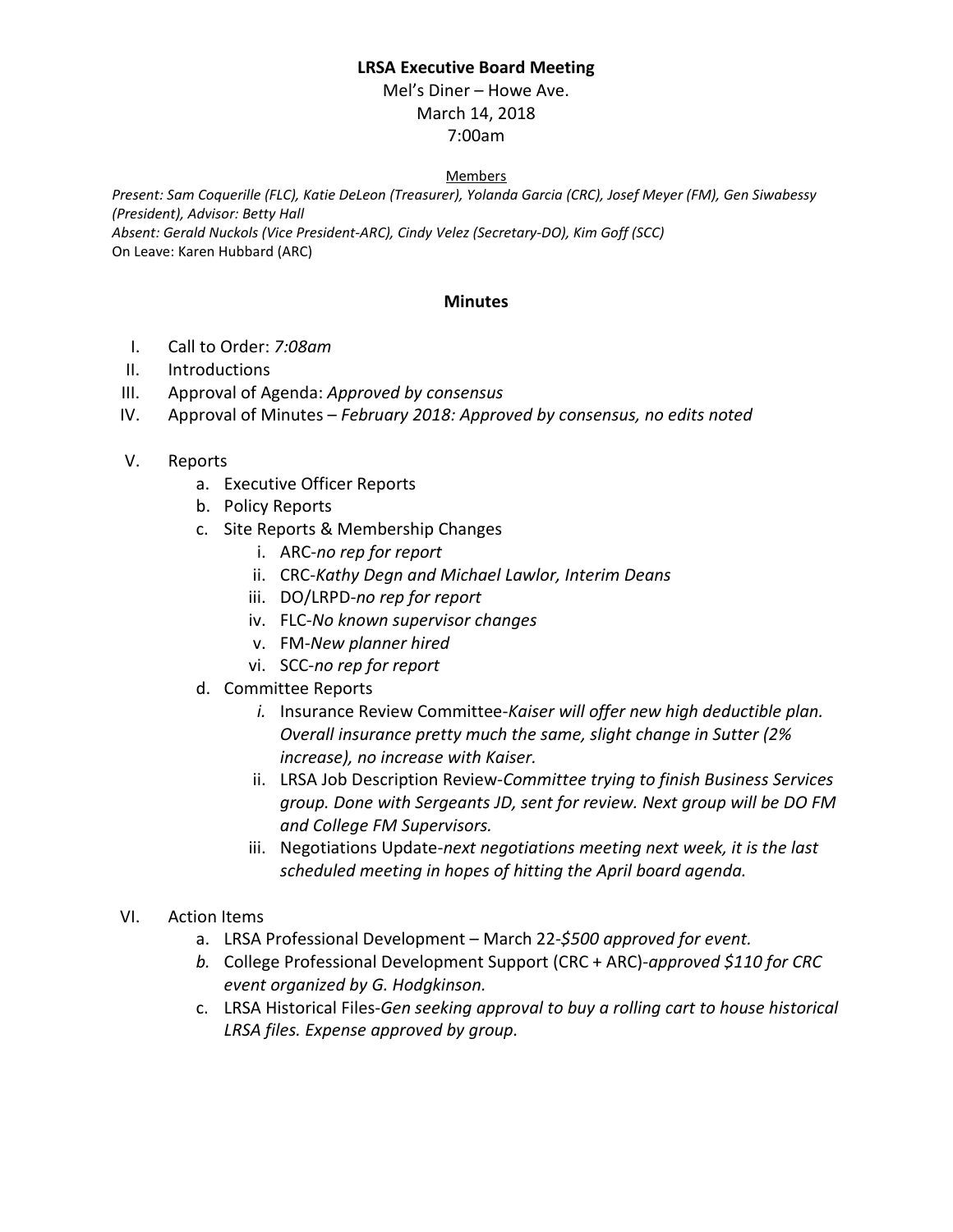**LRSA Executive Board Meeting**

Mel's Diner – Howe Ave.

March 14, 2018

7:00am

Members

*Present: Sam Coquerille (FLC), Katie DeLeon (Treasurer), Yolanda Garcia (CRC), Josef Meyer (FM), Gen Siwabessy (President), Advisor: Betty Hall*

*Absent: Gerald Nuckols (Vice President-ARC), Cindy Velez (Secretary-DO), Kim Goff (SCC)*

On Leave: Karen Hubbard (ARC)

**Minutes**

I. Call to Order: *7:08am*

II. Introductions

III. Approval of Agenda: *Approved by consensus*

IV. Approval of Minutes – *February 2018: Approved by consensus, no edits noted*

V. Reports
   a. Executive Officer Reports
   b. Policy Reports
   c. Site Reports & Membership Changes
      i. ARC-*no rep for report*
      ii. CRC-*Kathy Degn and Michael Lawlor, Interim Deans*
      iii. DO/LRPD-*no rep for report*
      iv. FLC-*No known supervisor changes*
      v. FM-*New planner hired*
      vi. SCC-*no rep for report*
   d. Committee Reports
      *i.* Insurance Review Committee-*Kaiser will offer new high deductible plan. Overall insurance pretty much the same, slight change in Sutter (2% increase), no increase with Kaiser.*
      ii. LRSA Job Description Review-*Committee trying to finish Business Services group. Done with Sergeants JD, sent for review. Next group will be DO FM and College FM Supervisors.*
      iii. Negotiations Update-*next negotiations meeting next week, it is the last scheduled meeting in hopes of hitting the April board agenda.*

VI. Action Items
   a. LRSA Professional Development – March 22-*$500 approved for event.*
   *b.* College Professional Development Support (CRC + ARC)-*approved $110 for CRC event organized by G. Hodgkinson.*
   c. LRSA Historical Files-*Gen seeking approval to buy a rolling cart to house historical LRSA files. Expense approved by group.*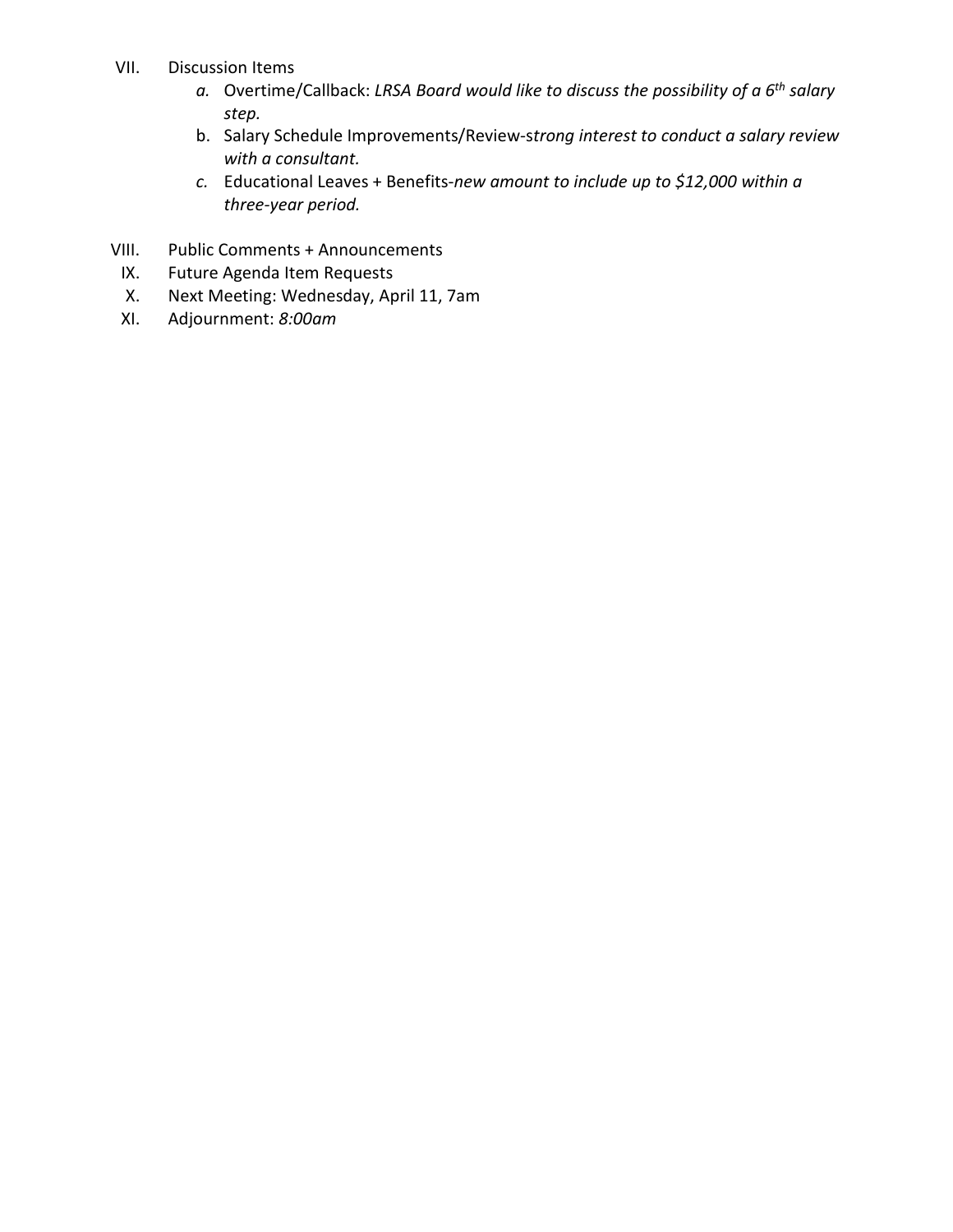VII. Discussion Items

   a. Overtime/Callback: *LRSA Board would like to discuss the possibility of a 6th salary step.*

   b. Salary Schedule Improvements/Review-*strong interest to conduct a salary review with a consultant.*

   c. Educational Leaves + Benefits-*new amount to include up to $12,000 within a three-year period.*

VIII. Public Comments + Announcements

IX. Future Agenda Item Requests

X. Next Meeting: Wednesday, April 11, 7am

XI. Adjournment: *8:00am*